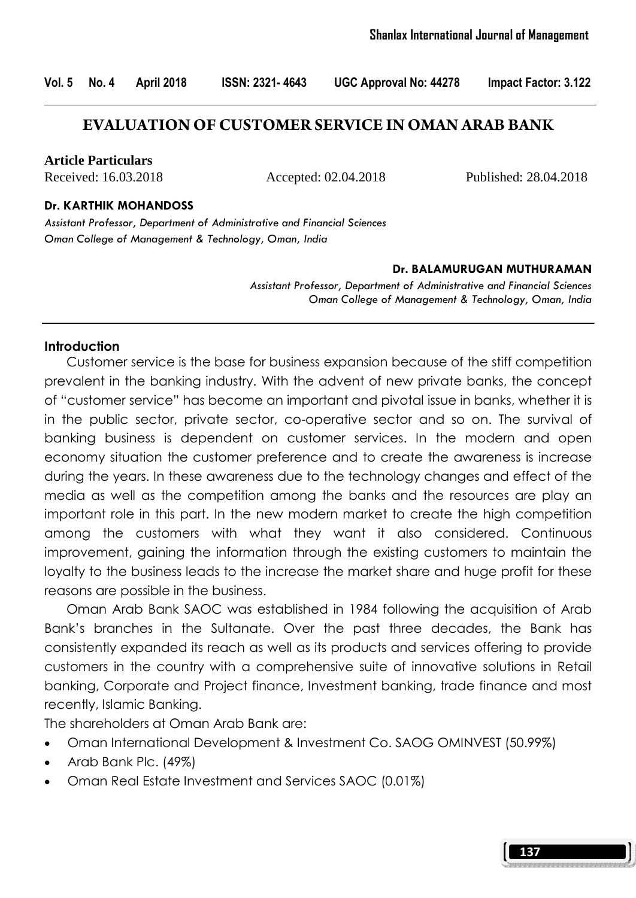# EVALUATION OF CUSTOMER SERVICE IN OMAN ARAB BANK

**Article Particulars**

Received: 16.03.2018 Accepted: 02.04.2018 Published: 28.04.2018

**Dr. KARTHIK MOHANDOSS**

*Assistant Professor, Department of Administrative and Financial Sciences*
*Oman College of Management & Technology, Oman, India*

**Dr. BALAMURUGAN MUTHURAMAN**

*Assistant Professor, Department of Administrative and Financial Sciences*
*Oman College of Management & Technology, Oman, India*

## Introduction

Customer service is the base for business expansion because of the stiff competition prevalent in the banking industry. With the advent of new private banks, the concept of "customer service" has become an important and pivotal issue in banks, whether it is in the public sector, private sector, co-operative sector and so on. The survival of banking business is dependent on customer services. In the modern and open economy situation the customer preference and to create the awareness is increase during the years. In these awareness due to the technology changes and effect of the media as well as the competition among the banks and the resources are play an important role in this part. In the new modern market to create the high competition among the customers with what they want it also considered. Continuous improvement, gaining the information through the existing customers to maintain the loyalty to the business leads to the increase the market share and huge profit for these reasons are possible in the business.

Oman Arab Bank SAOC was established in 1984 following the acquisition of Arab Bank's branches in the Sultanate. Over the past three decades, the Bank has consistently expanded its reach as well as its products and services offering to provide customers in the country with a comprehensive suite of innovative solutions in Retail banking, Corporate and Project finance, Investment banking, trade finance and most recently, Islamic Banking.

The shareholders at Oman Arab Bank are:

- Oman International Development & Investment Co. SAOG OMINVEST (50.99%)
- Arab Bank Plc. (49%)
- Oman Real Estate Investment and Services SAOC (0.01%)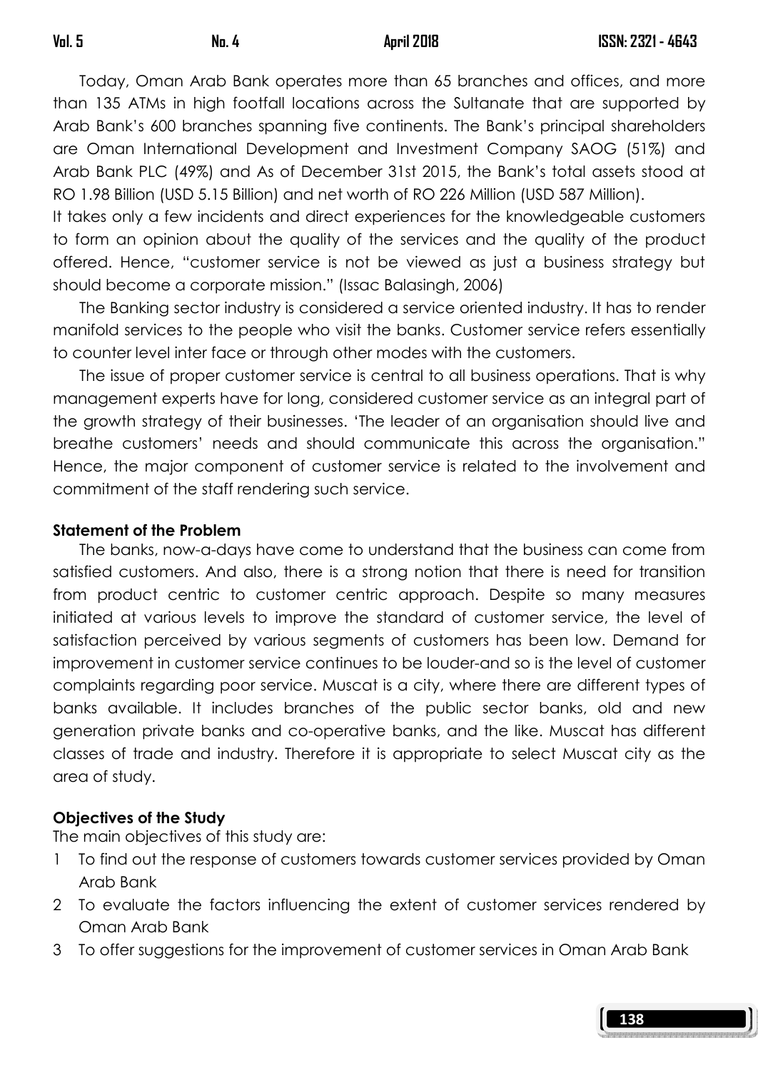Today, Oman Arab Bank operates more than 65 branches and offices, and more than 135 ATMs in high footfall locations across the Sultanate that are supported by Arab Bank's 600 branches spanning five continents. The Bank's principal shareholders are Oman International Development and Investment Company SAOG (51%) and Arab Bank PLC (49%) and As of December 31st 2015, the Bank's total assets stood at RO 1.98 Billion (USD 5.15 Billion) and net worth of RO 226 Million (USD 587 Million).

It takes only a few incidents and direct experiences for the knowledgeable customers to form an opinion about the quality of the services and the quality of the product offered. Hence, "customer service is not be viewed as just a business strategy but should become a corporate mission." (Issac Balasingh, 2006)

The Banking sector industry is considered a service oriented industry. It has to render manifold services to the people who visit the banks. Customer service refers essentially to counter level inter face or through other modes with the customers.

The issue of proper customer service is central to all business operations. That is why management experts have for long, considered customer service as an integral part of the growth strategy of their businesses. 'The leader of an organisation should live and breathe customers' needs and should communicate this across the organisation." Hence, the major component of customer service is related to the involvement and commitment of the staff rendering such service.

**Statement of the Problem**

The banks, now-a-days have come to understand that the business can come from satisfied customers. And also, there is a strong notion that there is need for transition from product centric to customer centric approach. Despite so many measures initiated at various levels to improve the standard of customer service, the level of satisfaction perceived by various segments of customers has been low. Demand for improvement in customer service continues to be louder-and so is the level of customer complaints regarding poor service. Muscat is a city, where there are different types of banks available. It includes branches of the public sector banks, old and new generation private banks and co-operative banks, and the like. Muscat has different classes of trade and industry. Therefore it is appropriate to select Muscat city as the area of study.

**Objectives of the Study**

The main objectives of this study are:

1. To find out the response of customers towards customer services provided by Oman Arab Bank
2. To evaluate the factors influencing the extent of customer services rendered by Oman Arab Bank
3. To offer suggestions for the improvement of customer services in Oman Arab Bank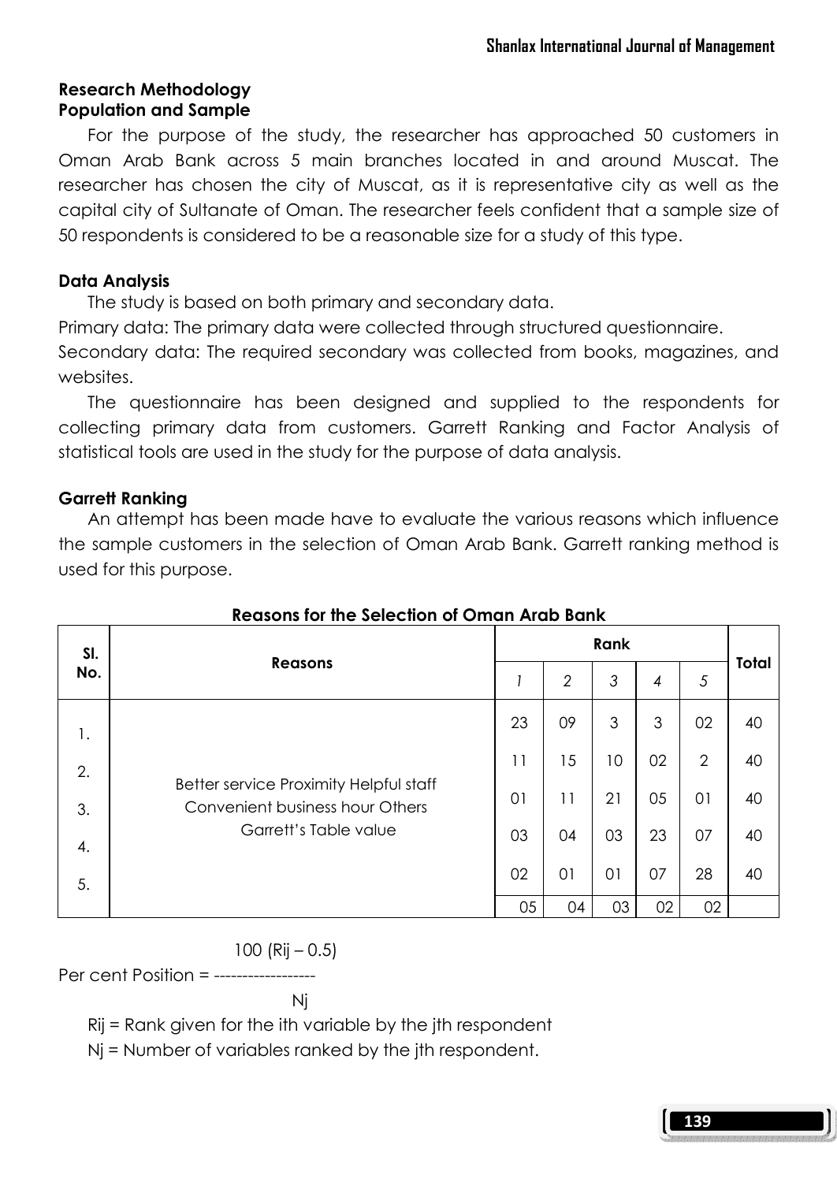## Research Methodology

### Population and Sample

For the purpose of the study, the researcher has approached 50 customers in Oman Arab Bank across 5 main branches located in and around Muscat. The researcher has chosen the city of Muscat, as it is representative city as well as the capital city of Sultanate of Oman. The researcher feels confident that a sample size of 50 respondents is considered to be a reasonable size for a study of this type.

### Data Analysis

The study is based on both primary and secondary data.

Primary data: The primary data were collected through structured questionnaire.

Secondary data: The required secondary was collected from books, magazines, and websites.

The questionnaire has been designed and supplied to the respondents for collecting primary data from customers. Garrett Ranking and Factor Analysis of statistical tools are used in the study for the purpose of data analysis.

### Garrett Ranking

An attempt has been made have to evaluate the various reasons which influence the sample customers in the selection of Oman Arab Bank. Garrett ranking method is used for this purpose.

**Reasons for the Selection of Oman Arab Bank**

| Sl. No. | Reasons | Rank | | | | | Total |
|---|---|---|---|---|---|---|---|
| | | 1 | 2 | 3 | 4 | 5 | |
| 1. | Better service Proximity Helpful staff Convenient business hour Others Garrett's Table value | 23 | 09 | 3 | 3 | 02 | 40 |
| 2. | | 11 | 15 | 10 | 02 | 2 | 40 |
| 3. | | 01 | 11 | 21 | 05 | 01 | 40 |
| 4. | | 03 | 04 | 03 | 23 | 07 | 40 |
| 5. | | 02 | 01 | 01 | 07 | 28 | 40 |
| | | 05 | 04 | 03 | 02 | 02 | |

$$\text{Per cent Position} = \frac{100\,(R_{ij} - 0.5)}{N_j}$$

$R_{ij}$ = Rank given for the ith variable by the jth respondent

$N_j$ = Number of variables ranked by the jth respondent.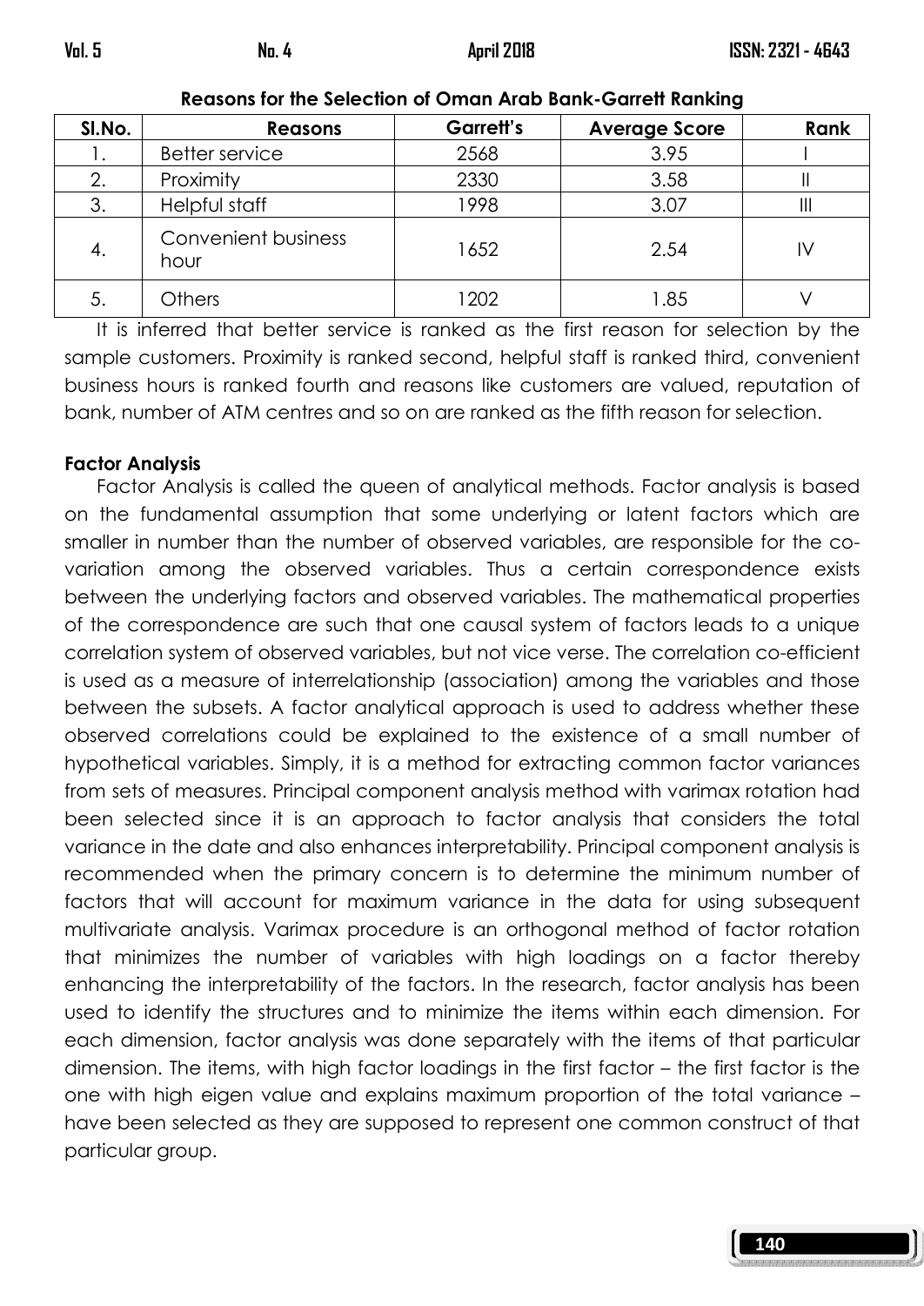**Reasons for the Selection of Oman Arab Bank-Garrett Ranking**

| Sl.No. | Reasons | Garrett's | Average Score | Rank |
|---|---|---|---|---|
| 1. | Better service | 2568 | 3.95 | I |
| 2. | Proximity | 2330 | 3.58 | II |
| 3. | Helpful staff | 1998 | 3.07 | III |
| 4. | Convenient business hour | 1652 | 2.54 | IV |
| 5. | Others | 1202 | 1.85 | V |

It is inferred that better service is ranked as the first reason for selection by the sample customers. Proximity is ranked second, helpful staff is ranked third, convenient business hours is ranked fourth and reasons like customers are valued, reputation of bank, number of ATM centres and so on are ranked as the fifth reason for selection.

**Factor Analysis**

Factor Analysis is called the queen of analytical methods. Factor analysis is based on the fundamental assumption that some underlying or latent factors which are smaller in number than the number of observed variables, are responsible for the co-variation among the observed variables. Thus a certain correspondence exists between the underlying factors and observed variables. The mathematical properties of the correspondence are such that one causal system of factors leads to a unique correlation system of observed variables, but not vice verse. The correlation co-efficient is used as a measure of interrelationship (association) among the variables and those between the subsets. A factor analytical approach is used to address whether these observed correlations could be explained to the existence of a small number of hypothetical variables. Simply, it is a method for extracting common factor variances from sets of measures. Principal component analysis method with varimax rotation had been selected since it is an approach to factor analysis that considers the total variance in the date and also enhances interpretability. Principal component analysis is recommended when the primary concern is to determine the minimum number of factors that will account for maximum variance in the data for using subsequent multivariate analysis. Varimax procedure is an orthogonal method of factor rotation that minimizes the number of variables with high loadings on a factor thereby enhancing the interpretability of the factors. In the research, factor analysis has been used to identify the structures and to minimize the items within each dimension. For each dimension, factor analysis was done separately with the items of that particular dimension. The items, with high factor loadings in the first factor – the first factor is the one with high eigen value and explains maximum proportion of the total variance – have been selected as they are supposed to represent one common construct of that particular group.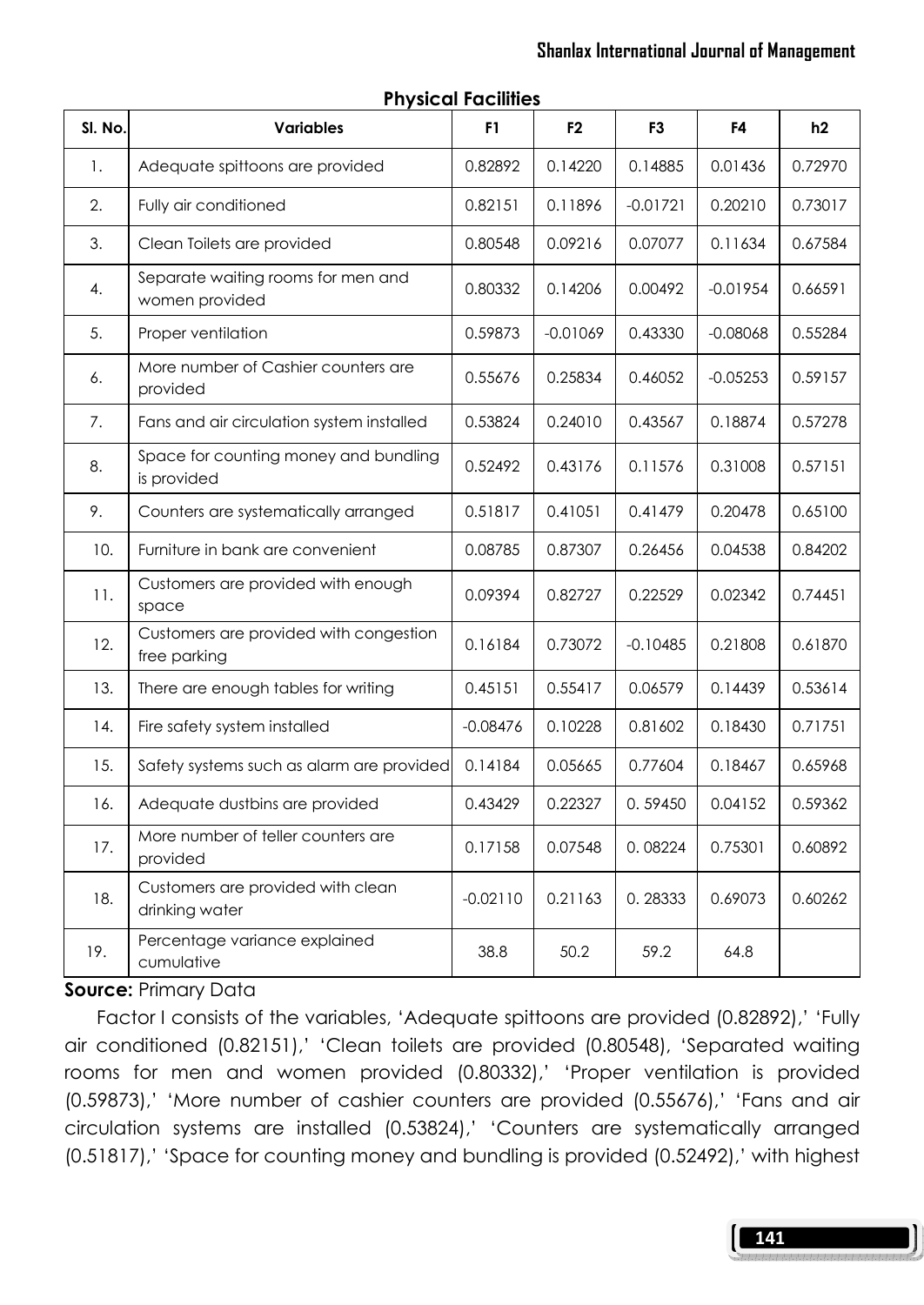**Physical Facilities**

| Sl. No. | Variables | F1 | F2 | F3 | F4 | h2 |
|---|---|---|---|---|---|---|
| 1. | Adequate spittoons are provided | 0.82892 | 0.14220 | 0.14885 | 0.01436 | 0.72970 |
| 2. | Fully air conditioned | 0.82151 | 0.11896 | -0.01721 | 0.20210 | 0.73017 |
| 3. | Clean Toilets are provided | 0.80548 | 0.09216 | 0.07077 | 0.11634 | 0.67584 |
| 4. | Separate waiting rooms for men and women provided | 0.80332 | 0.14206 | 0.00492 | -0.01954 | 0.66591 |
| 5. | Proper ventilation | 0.59873 | -0.01069 | 0.43330 | -0.08068 | 0.55284 |
| 6. | More number of Cashier counters are provided | 0.55676 | 0.25834 | 0.46052 | -0.05253 | 0.59157 |
| 7. | Fans and air circulation system installed | 0.53824 | 0.24010 | 0.43567 | 0.18874 | 0.57278 |
| 8. | Space for counting money and bundling is provided | 0.52492 | 0.43176 | 0.11576 | 0.31008 | 0.57151 |
| 9. | Counters are systematically arranged | 0.51817 | 0.41051 | 0.41479 | 0.20478 | 0.65100 |
| 10. | Furniture in bank are convenient | 0.08785 | 0.87307 | 0.26456 | 0.04538 | 0.84202 |
| 11. | Customers are provided with enough space | 0.09394 | 0.82727 | 0.22529 | 0.02342 | 0.74451 |
| 12. | Customers are provided with congestion free parking | 0.16184 | 0.73072 | -0.10485 | 0.21808 | 0.61870 |
| 13. | There are enough tables for writing | 0.45151 | 0.55417 | 0.06579 | 0.14439 | 0.53614 |
| 14. | Fire safety system installed | -0.08476 | 0.10228 | 0.81602 | 0.18430 | 0.71751 |
| 15. | Safety systems such as alarm are provided | 0.14184 | 0.05665 | 0.77604 | 0.18467 | 0.65968 |
| 16. | Adequate dustbins are provided | 0.43429 | 0.22327 | 0. 59450 | 0.04152 | 0.59362 |
| 17. | More number of teller counters are provided | 0.17158 | 0.07548 | 0. 08224 | 0.75301 | 0.60892 |
| 18. | Customers are provided with clean drinking water | -0.02110 | 0.21163 | 0. 28333 | 0.69073 | 0.60262 |
| 19. | Percentage variance explained cumulative | 38.8 | 50.2 | 59.2 | 64.8 | |

**Source:** Primary Data

Factor I consists of the variables, 'Adequate spittoons are provided (0.82892),' 'Fully air conditioned (0.82151),' 'Clean toilets are provided (0.80548), 'Separated waiting rooms for men and women provided (0.80332),' 'Proper ventilation is provided (0.59873),' 'More number of cashier counters are provided (0.55676),' 'Fans and air circulation systems are installed (0.53824),' 'Counters are systematically arranged (0.51817),' 'Space for counting money and bundling is provided (0.52492),' with highest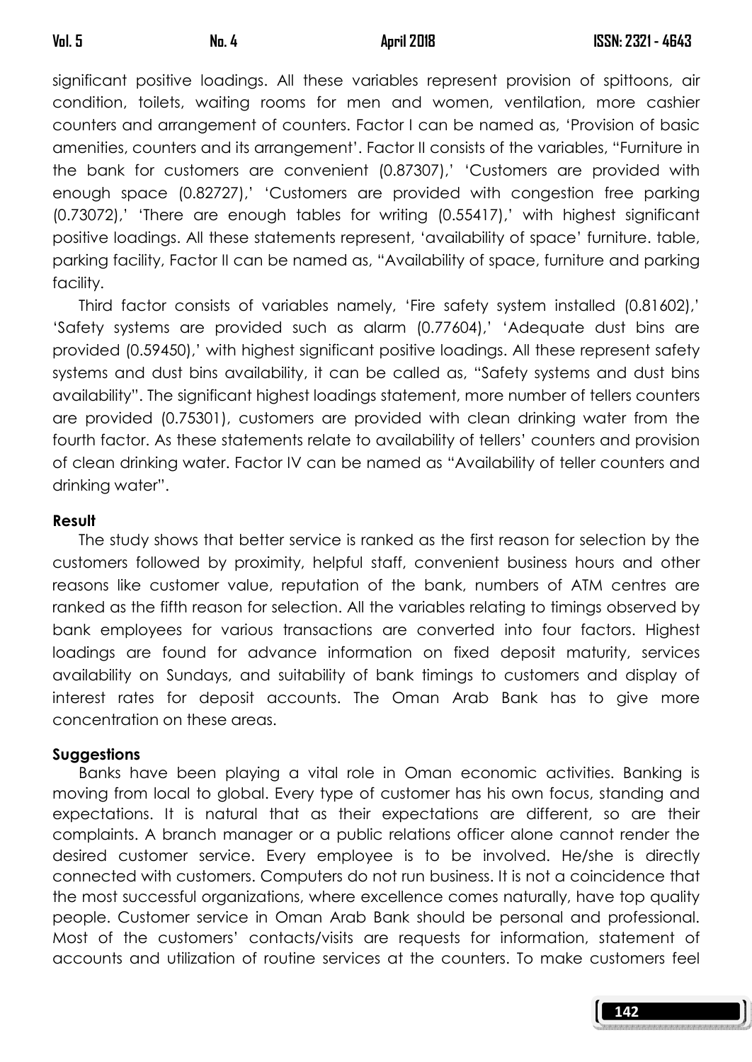significant positive loadings. All these variables represent provision of spittoons, air condition, toilets, waiting rooms for men and women, ventilation, more cashier counters and arrangement of counters. Factor I can be named as, 'Provision of basic amenities, counters and its arrangement'. Factor II consists of the variables, "Furniture in the bank for customers are convenient (0.87307),' 'Customers are provided with enough space (0.82727),' 'Customers are provided with congestion free parking (0.73072),' 'There are enough tables for writing (0.55417),' with highest significant positive loadings. All these statements represent, 'availability of space' furniture. table, parking facility, Factor II can be named as, "Availability of space, furniture and parking facility.

Third factor consists of variables namely, 'Fire safety system installed (0.81602),' 'Safety systems are provided such as alarm (0.77604),' 'Adequate dust bins are provided (0.59450),' with highest significant positive loadings. All these represent safety systems and dust bins availability, it can be called as, "Safety systems and dust bins availability". The significant highest loadings statement, more number of tellers counters are provided (0.75301), customers are provided with clean drinking water from the fourth factor. As these statements relate to availability of tellers' counters and provision of clean drinking water. Factor IV can be named as "Availability of teller counters and drinking water".

**Result**

The study shows that better service is ranked as the first reason for selection by the customers followed by proximity, helpful staff, convenient business hours and other reasons like customer value, reputation of the bank, numbers of ATM centres are ranked as the fifth reason for selection. All the variables relating to timings observed by bank employees for various transactions are converted into four factors. Highest loadings are found for advance information on fixed deposit maturity, services availability on Sundays, and suitability of bank timings to customers and display of interest rates for deposit accounts. The Oman Arab Bank has to give more concentration on these areas.

**Suggestions**

Banks have been playing a vital role in Oman economic activities. Banking is moving from local to global. Every type of customer has his own focus, standing and expectations. It is natural that as their expectations are different, so are their complaints. A branch manager or a public relations officer alone cannot render the desired customer service. Every employee is to be involved. He/she is directly connected with customers. Computers do not run business. It is not a coincidence that the most successful organizations, where excellence comes naturally, have top quality people. Customer service in Oman Arab Bank should be personal and professional. Most of the customers' contacts/visits are requests for information, statement of accounts and utilization of routine services at the counters. To make customers feel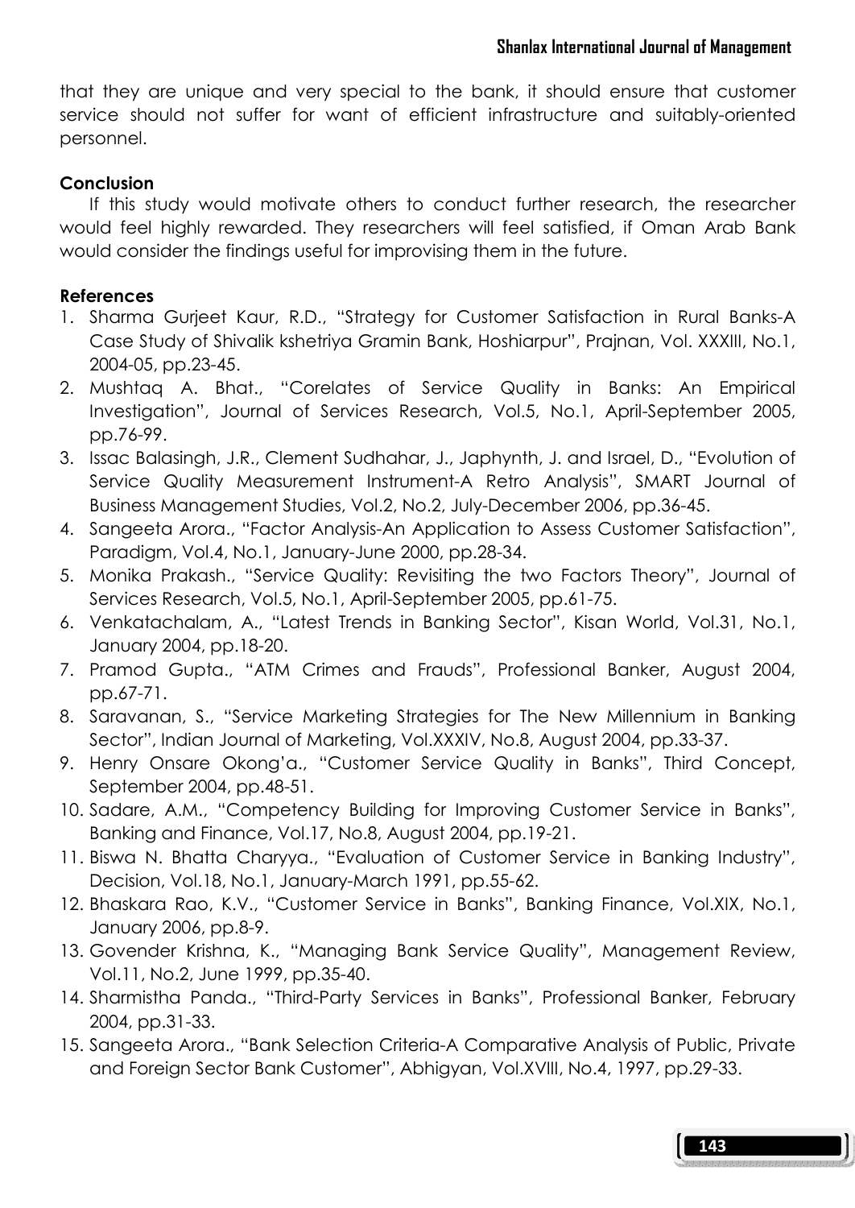that they are unique and very special to the bank, it should ensure that customer service should not suffer for want of efficient infrastructure and suitably-oriented personnel.

## Conclusion

If this study would motivate others to conduct further research, the researcher would feel highly rewarded. They researchers will feel satisfied, if Oman Arab Bank would consider the findings useful for improvising them in the future.

## References

1. Sharma Gurjeet Kaur, R.D., "Strategy for Customer Satisfaction in Rural Banks-A Case Study of Shivalik kshetriya Gramin Bank, Hoshiarpur", Prajnan, Vol. XXXIII, No.1, 2004-05, pp.23-45.
2. Mushtaq A. Bhat., "Corelates of Service Quality in Banks: An Empirical Investigation", Journal of Services Research, Vol.5, No.1, April-September 2005, pp.76-99.
3. Issac Balasingh, J.R., Clement Sudhahar, J., Japhynth, J. and Israel, D., "Evolution of Service Quality Measurement Instrument-A Retro Analysis", SMART Journal of Business Management Studies, Vol.2, No.2, July-December 2006, pp.36-45.
4. Sangeeta Arora., "Factor Analysis-An Application to Assess Customer Satisfaction", Paradigm, Vol.4, No.1, January-June 2000, pp.28-34.
5. Monika Prakash., "Service Quality: Revisiting the two Factors Theory", Journal of Services Research, Vol.5, No.1, April-September 2005, pp.61-75.
6. Venkatachalam, A., "Latest Trends in Banking Sector", Kisan World, Vol.31, No.1, January 2004, pp.18-20.
7. Pramod Gupta., "ATM Crimes and Frauds", Professional Banker, August 2004, pp.67-71.
8. Saravanan, S., "Service Marketing Strategies for The New Millennium in Banking Sector", Indian Journal of Marketing, Vol.XXXIV, No.8, August 2004, pp.33-37.
9. Henry Onsare Okong'a., "Customer Service Quality in Banks", Third Concept, September 2004, pp.48-51.
10. Sadare, A.M., "Competency Building for Improving Customer Service in Banks", Banking and Finance, Vol.17, No.8, August 2004, pp.19-21.
11. Biswa N. Bhatta Charyya., "Evaluation of Customer Service in Banking Industry", Decision, Vol.18, No.1, January-March 1991, pp.55-62.
12. Bhaskara Rao, K.V., "Customer Service in Banks", Banking Finance, Vol.XIX, No.1, January 2006, pp.8-9.
13. Govender Krishna, K., "Managing Bank Service Quality", Management Review, Vol.11, No.2, June 1999, pp.35-40.
14. Sharmistha Panda., "Third-Party Services in Banks", Professional Banker, February 2004, pp.31-33.
15. Sangeeta Arora., "Bank Selection Criteria-A Comparative Analysis of Public, Private and Foreign Sector Bank Customer", Abhigyan, Vol.XVIII, No.4, 1997, pp.29-33.